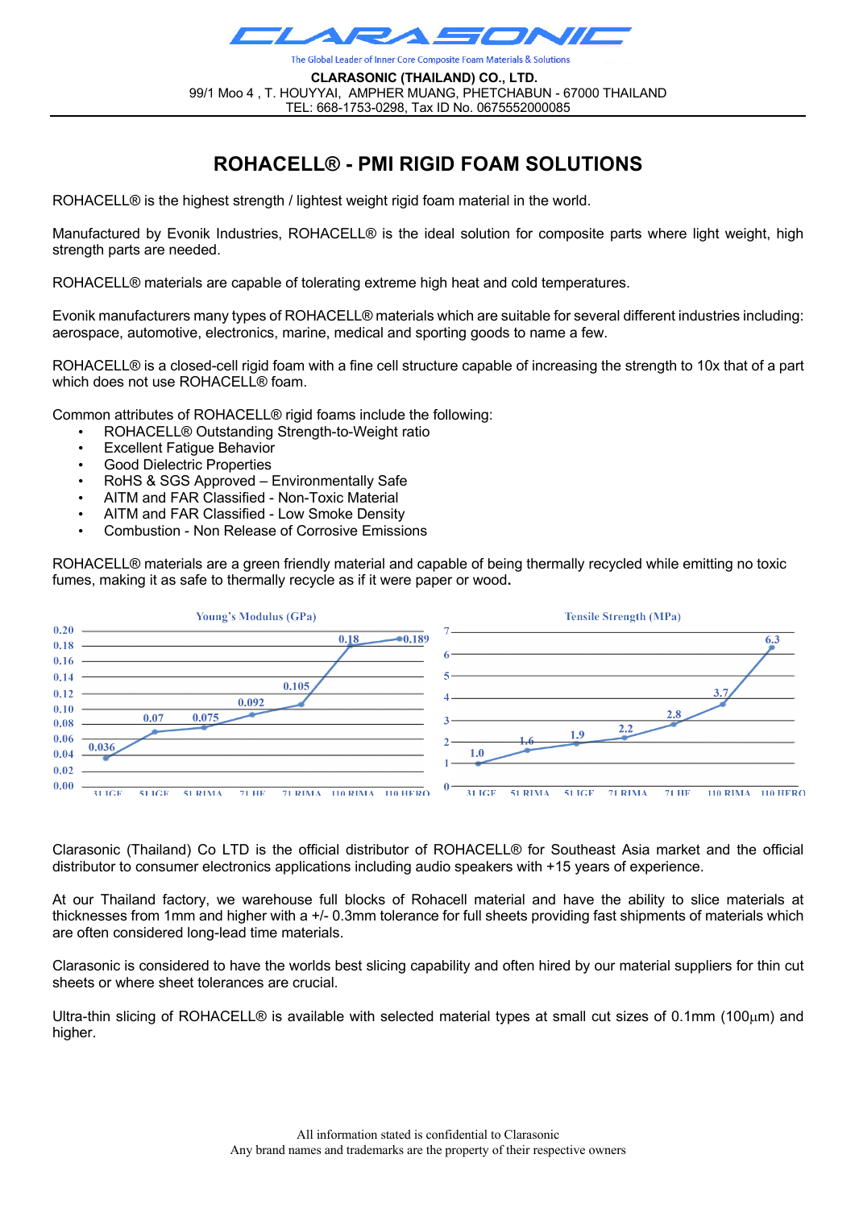# CLARASONIC

The Global Leader of Inner Core Composite Foam Materials & Solutions

**CLARASONIC (THAILAND) CO., LTD.**
99/1 Moo 4 , T. HOUYYAI, AMPHER MUANG, PHETCHABUN - 67000 THAILAND
TEL: 668-1753-0298, Tax ID No. 0675552000085

## ROHACELL® - PMI RIGID FOAM SOLUTIONS

ROHACELL® is the highest strength / lightest weight rigid foam material in the world.

Manufactured by Evonik Industries, ROHACELL® is the ideal solution for composite parts where light weight, high strength parts are needed.

ROHACELL® materials are capable of tolerating extreme high heat and cold temperatures.

Evonik manufacturers many types of ROHACELL® materials which are suitable for several different industries including: aerospace, automotive, electronics, marine, medical and sporting goods to name a few.

ROHACELL® is a closed-cell rigid foam with a fine cell structure capable of increasing the strength to 10x that of a part which does not use ROHACELL® foam.

Common attributes of ROHACELL® rigid foams include the following:

- ROHACELL® Outstanding Strength-to-Weight ratio
- Excellent Fatigue Behavior
- Good Dielectric Properties
- RoHS & SGS Approved – Environmentally Safe
- AITM and FAR Classified - Non-Toxic Material
- AITM and FAR Classified - Low Smoke Density
- Combustion - Non Release of Corrosive Emissions

ROHACELL® materials are a green friendly material and capable of being thermally recycled while emitting no toxic fumes, making it as safe to thermally recycle as if it were paper or wood.

**Young's Modulus (GPa)**

| 31 IGF | 51 IGF | 51 RIMA | 71 HF | 71 RIMA | 110 RIMA | 110 HERO |
|---|---|---|---|---|---|---|
| 0.036 | 0.07 | 0.075 | 0.092 | 0.105 | 0.18 | 0.189 |

**Tensile Strength (MPa)**

| 31 IGF | 51 RIMA | 51 IGF | 71 RIMA | 71 HF | 110 RIMA | 110 HERO |
|---|---|---|---|---|---|---|
| 1.0 | 1.6 | 1.9 | 2.2 | 2.8 | 3.7 | 6.3 |

Clarasonic (Thailand) Co LTD is the official distributor of ROHACELL® for Southeast Asia market and the official distributor to consumer electronics applications including audio speakers with +15 years of experience.

At our Thailand factory, we warehouse full blocks of Rohacell material and have the ability to slice materials at thicknesses from 1mm and higher with a +/- 0.3mm tolerance for full sheets providing fast shipments of materials which are often considered long-lead time materials.

Clarasonic is considered to have the worlds best slicing capability and often hired by our material suppliers for thin cut sheets or where sheet tolerances are crucial.

Ultra-thin slicing of ROHACELL® is available with selected material types at small cut sizes of 0.1mm (100µm) and higher.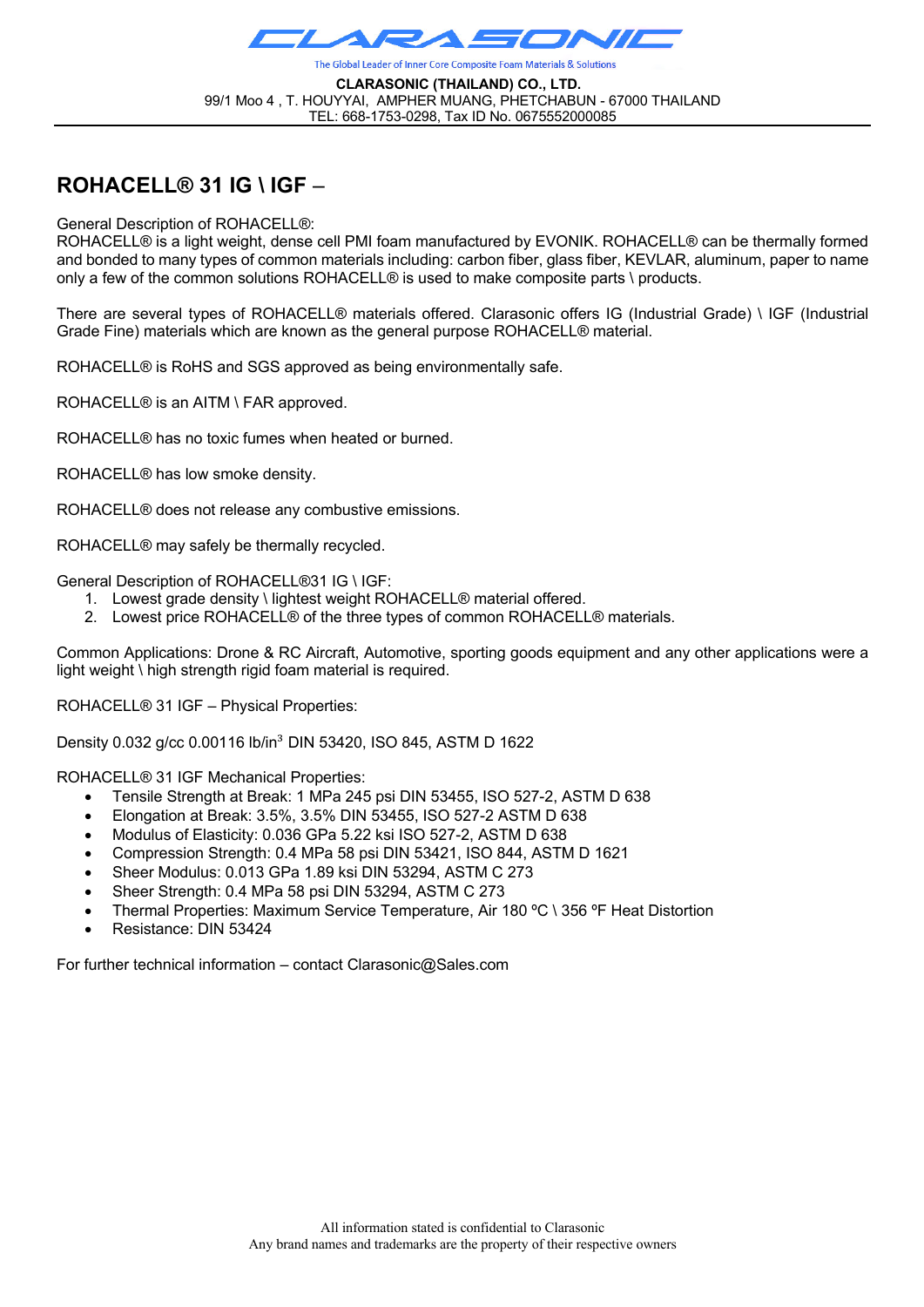CLARASONIC

The Global Leader of Inner Core Composite Foam Materials & Solutions

**CLARASONIC (THAILAND) CO., LTD.**
99/1 Moo 4 , T. HOUYYAI, AMPHER MUANG, PHETCHABUN - 67000 THAILAND
TEL: 668-1753-0298, Tax ID No. 0675552000085

## ROHACELL® 31 IG \ IGF –

General Description of ROHACELL®:
ROHACELL® is a light weight, dense cell PMI foam manufactured by EVONIK. ROHACELL® can be thermally formed and bonded to many types of common materials including: carbon fiber, glass fiber, KEVLAR, aluminum, paper to name only a few of the common solutions ROHACELL® is used to make composite parts \ products.

There are several types of ROHACELL® materials offered. Clarasonic offers IG (Industrial Grade) \ IGF (Industrial Grade Fine) materials which are known as the general purpose ROHACELL® material.

ROHACELL® is RoHS and SGS approved as being environmentally safe.

ROHACELL® is an AITM \ FAR approved.

ROHACELL® has no toxic fumes when heated or burned.

ROHACELL® has low smoke density.

ROHACELL® does not release any combustive emissions.

ROHACELL® may safely be thermally recycled.

General Description of ROHACELL®31 IG \ IGF:

1. Lowest grade density \ lightest weight ROHACELL® material offered.
2. Lowest price ROHACELL® of the three types of common ROHACELL® materials.

Common Applications: Drone & RC Aircraft, Automotive, sporting goods equipment and any other applications were a light weight \ high strength rigid foam material is required.

ROHACELL® 31 IGF – Physical Properties:

Density 0.032 g/cc 0.00116 lb/in$^3$ DIN 53420, ISO 845, ASTM D 1622

ROHACELL® 31 IGF Mechanical Properties:

- Tensile Strength at Break: 1 MPa 245 psi DIN 53455, ISO 527-2, ASTM D 638
- Elongation at Break: 3.5%, 3.5% DIN 53455, ISO 527-2 ASTM D 638
- Modulus of Elasticity: 0.036 GPa 5.22 ksi ISO 527-2, ASTM D 638
- Compression Strength: 0.4 MPa 58 psi DIN 53421, ISO 844, ASTM D 1621
- Sheer Modulus: 0.013 GPa 1.89 ksi DIN 53294, ASTM C 273
- Sheer Strength: 0.4 MPa 58 psi DIN 53294, ASTM C 273
- Thermal Properties: Maximum Service Temperature, Air 180 ºC \ 356 ºF Heat Distortion
- Resistance: DIN 53424

For further technical information – contact Clarasonic@Sales.com

All information stated is confidential to Clarasonic
Any brand names and trademarks are the property of their respective owners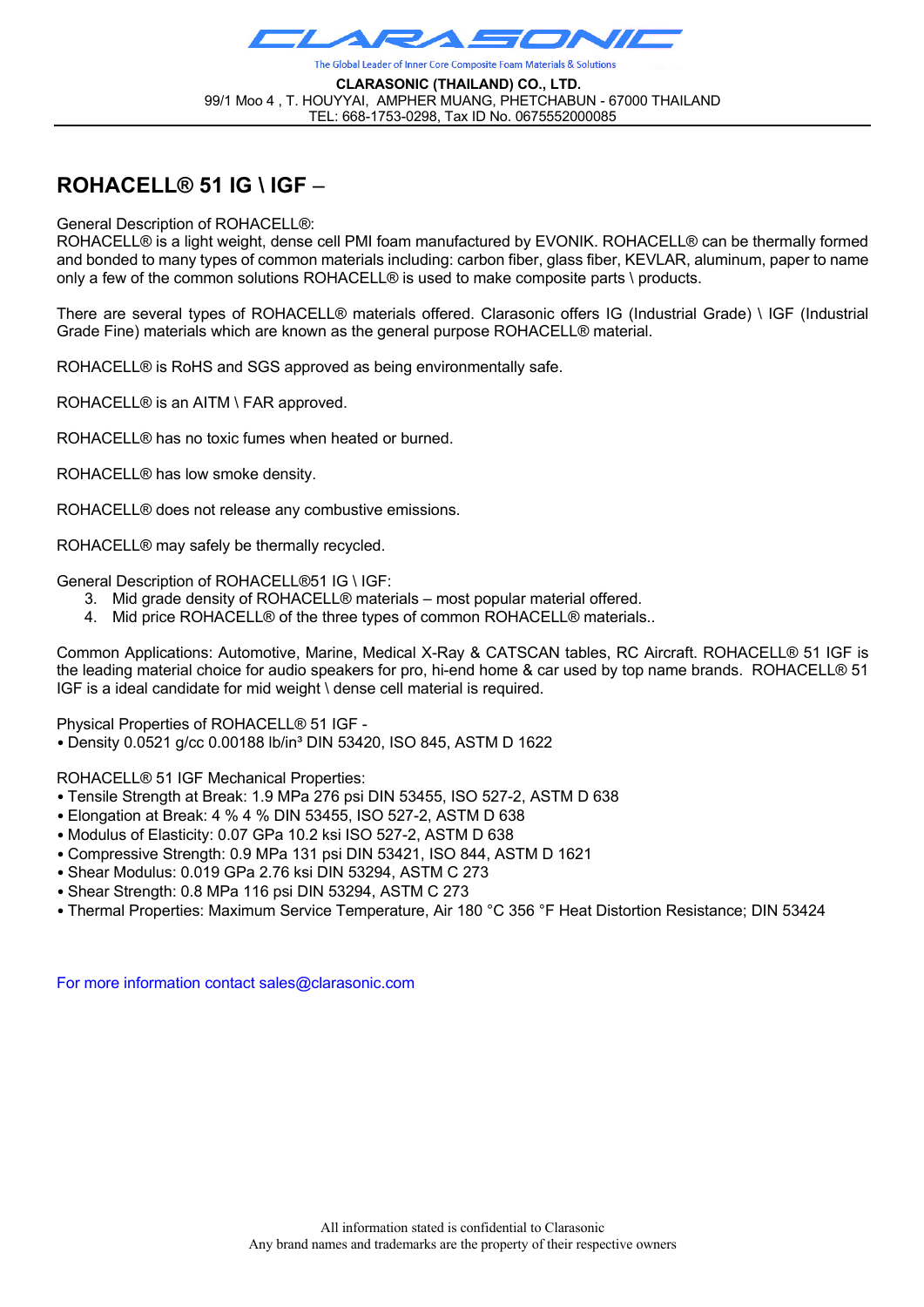## ROHACELL® 51 IG \ IGF –

General Description of ROHACELL®:
ROHACELL® is a light weight, dense cell PMI foam manufactured by EVONIK. ROHACELL® can be thermally formed and bonded to many types of common materials including: carbon fiber, glass fiber, KEVLAR, aluminum, paper to name only a few of the common solutions ROHACELL® is used to make composite parts \ products.

There are several types of ROHACELL® materials offered. Clarasonic offers IG (Industrial Grade) \ IGF (Industrial Grade Fine) materials which are known as the general purpose ROHACELL® material.

ROHACELL® is RoHS and SGS approved as being environmentally safe.

ROHACELL® is an AITM \ FAR approved.

ROHACELL® has no toxic fumes when heated or burned.

ROHACELL® has low smoke density.

ROHACELL® does not release any combustive emissions.

ROHACELL® may safely be thermally recycled.

General Description of ROHACELL®51 IG \ IGF:

3. Mid grade density of ROHACELL® materials – most popular material offered.
4. Mid price ROHACELL® of the three types of common ROHACELL® materials..

Common Applications: Automotive, Marine, Medical X-Ray & CATSCAN tables, RC Aircraft. ROHACELL® 51 IGF is the leading material choice for audio speakers for pro, hi-end home & car used by top name brands. ROHACELL® 51 IGF is a ideal candidate for mid weight \ dense cell material is required.

Physical Properties of ROHACELL® 51 IGF -
- Density 0.0521 g/cc 0.00188 lb/in³ DIN 53420, ISO 845, ASTM D 1622

ROHACELL® 51 IGF Mechanical Properties:
- Tensile Strength at Break: 1.9 MPa 276 psi DIN 53455, ISO 527-2, ASTM D 638
- Elongation at Break: 4 % 4 % DIN 53455, ISO 527-2, ASTM D 638
- Modulus of Elasticity: 0.07 GPa 10.2 ksi ISO 527-2, ASTM D 638
- Compressive Strength: 0.9 MPa 131 psi DIN 53421, ISO 844, ASTM D 1621
- Shear Modulus: 0.019 GPa 2.76 ksi DIN 53294, ASTM C 273
- Shear Strength: 0.8 MPa 116 psi DIN 53294, ASTM C 273
- Thermal Properties: Maximum Service Temperature, Air 180 °C 356 °F Heat Distortion Resistance; DIN 53424

For more information contact sales@clarasonic.com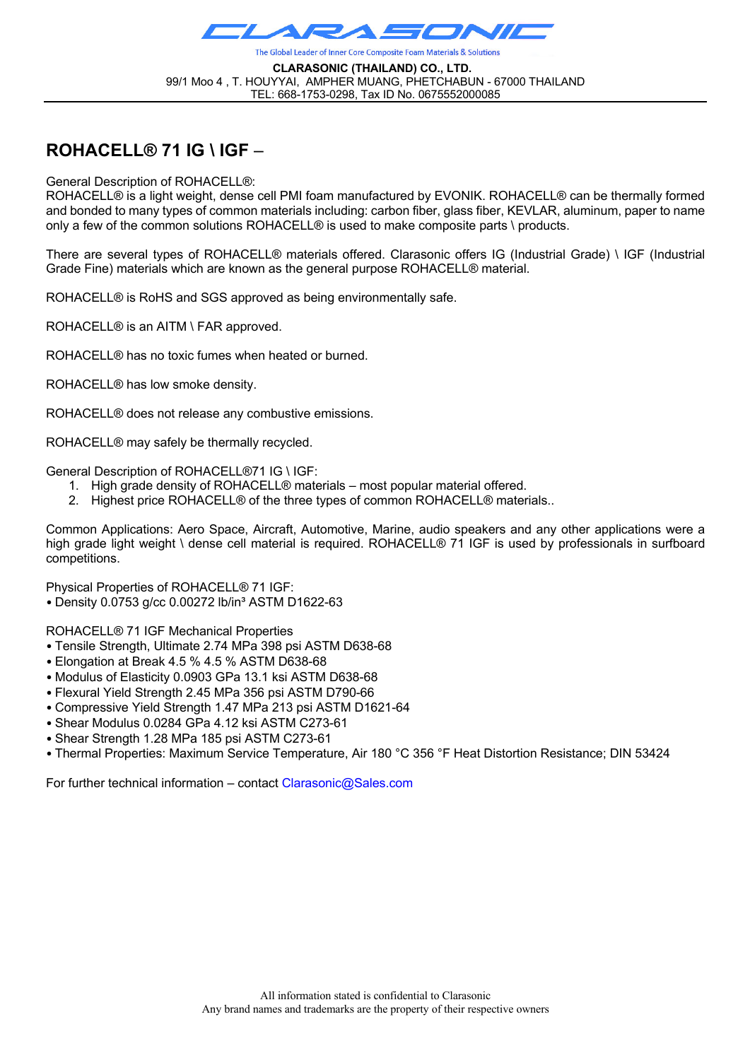CLARASONIC

The Global Leader of Inner Core Composite Foam Materials & Solutions

**CLARASONIC (THAILAND) CO., LTD.**
99/1 Moo 4 , T. HOUYYAI, AMPHER MUANG, PHETCHABUN - 67000 THAILAND
TEL: 668-1753-0298, Tax ID No. 0675552000085

## ROHACELL® 71 IG \ IGF –

General Description of ROHACELL®:
ROHACELL® is a light weight, dense cell PMI foam manufactured by EVONIK. ROHACELL® can be thermally formed and bonded to many types of common materials including: carbon fiber, glass fiber, KEVLAR, aluminum, paper to name only a few of the common solutions ROHACELL® is used to make composite parts \ products.

There are several types of ROHACELL® materials offered. Clarasonic offers IG (Industrial Grade) \ IGF (Industrial Grade Fine) materials which are known as the general purpose ROHACELL® material.

ROHACELL® is RoHS and SGS approved as being environmentally safe.

ROHACELL® is an AITM \ FAR approved.

ROHACELL® has no toxic fumes when heated or burned.

ROHACELL® has low smoke density.

ROHACELL® does not release any combustive emissions.

ROHACELL® may safely be thermally recycled.

General Description of ROHACELL®71 IG \ IGF:

1. High grade density of ROHACELL® materials – most popular material offered.
2. Highest price ROHACELL® of the three types of common ROHACELL® materials..

Common Applications: Aero Space, Aircraft, Automotive, Marine, audio speakers and any other applications were a high grade light weight \ dense cell material is required. ROHACELL® 71 IGF is used by professionals in surfboard competitions.

Physical Properties of ROHACELL® 71 IGF:
• Density 0.0753 g/cc 0.00272 lb/in³ ASTM D1622-63

ROHACELL® 71 IGF Mechanical Properties
• Tensile Strength, Ultimate 2.74 MPa 398 psi ASTM D638-68
• Elongation at Break 4.5 % 4.5 % ASTM D638-68
• Modulus of Elasticity 0.0903 GPa 13.1 ksi ASTM D638-68
• Flexural Yield Strength 2.45 MPa 356 psi ASTM D790-66
• Compressive Yield Strength 1.47 MPa 213 psi ASTM D1621-64
• Shear Modulus 0.0284 GPa 4.12 ksi ASTM C273-61
• Shear Strength 1.28 MPa 185 psi ASTM C273-61
• Thermal Properties: Maximum Service Temperature, Air 180 °C 356 °F Heat Distortion Resistance; DIN 53424

For further technical information – contact Clarasonic@Sales.com

All information stated is confidential to Clarasonic
Any brand names and trademarks are the property of their respective owners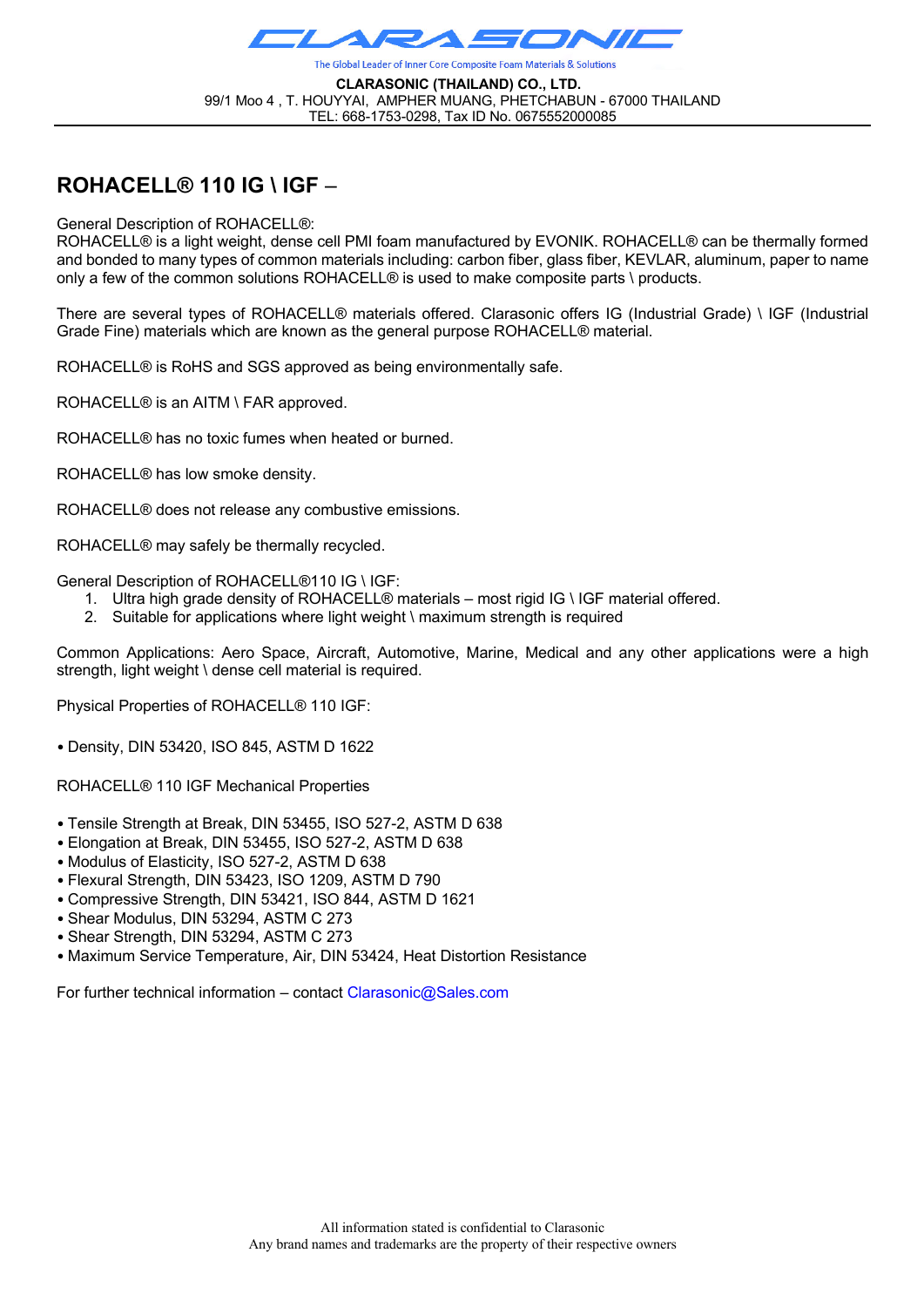# ROHACELL® 110 IG \ IGF –

General Description of ROHACELL®:
ROHACELL® is a light weight, dense cell PMI foam manufactured by EVONIK. ROHACELL® can be thermally formed and bonded to many types of common materials including: carbon fiber, glass fiber, KEVLAR, aluminum, paper to name only a few of the common solutions ROHACELL® is used to make composite parts \ products.

There are several types of ROHACELL® materials offered. Clarasonic offers IG (Industrial Grade) \ IGF (Industrial Grade Fine) materials which are known as the general purpose ROHACELL® material.

ROHACELL® is RoHS and SGS approved as being environmentally safe.

ROHACELL® is an AITM \ FAR approved.

ROHACELL® has no toxic fumes when heated or burned.

ROHACELL® has low smoke density.

ROHACELL® does not release any combustive emissions.

ROHACELL® may safely be thermally recycled.

General Description of ROHACELL®110 IG \ IGF:

1. Ultra high grade density of ROHACELL® materials – most rigid IG \ IGF material offered.
2. Suitable for applications where light weight \ maximum strength is required

Common Applications: Aero Space, Aircraft, Automotive, Marine, Medical and any other applications were a high strength, light weight \ dense cell material is required.

Physical Properties of ROHACELL® 110 IGF:

- Density, DIN 53420, ISO 845, ASTM D 1622

ROHACELL® 110 IGF Mechanical Properties

- Tensile Strength at Break, DIN 53455, ISO 527-2, ASTM D 638
- Elongation at Break, DIN 53455, ISO 527-2, ASTM D 638
- Modulus of Elasticity, ISO 527-2, ASTM D 638
- Flexural Strength, DIN 53423, ISO 1209, ASTM D 790
- Compressive Strength, DIN 53421, ISO 844, ASTM D 1621
- Shear Modulus, DIN 53294, ASTM C 273
- Shear Strength, DIN 53294, ASTM C 273
- Maximum Service Temperature, Air, DIN 53424, Heat Distortion Resistance

For further technical information – contact Clarasonic@Sales.com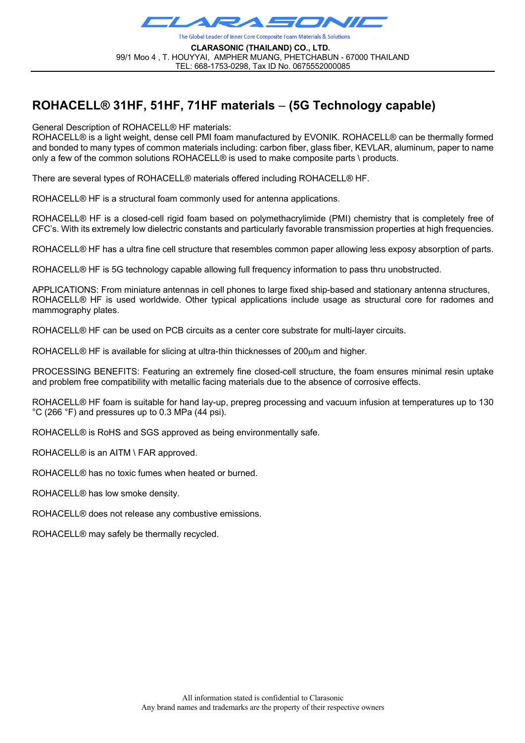# ROHACELL® 31HF, 51HF, 71HF materials – (5G Technology capable)

General Description of ROHACELL® HF materials:
ROHACELL® is a light weight, dense cell PMI foam manufactured by EVONIK. ROHACELL® can be thermally formed and bonded to many types of common materials including: carbon fiber, glass fiber, KEVLAR, aluminum, paper to name only a few of the common solutions ROHACELL® is used to make composite parts \ products.

There are several types of ROHACELL® materials offered including ROHACELL® HF.

ROHACELL® HF is a structural foam commonly used for antenna applications.

ROHACELL® HF is a closed-cell rigid foam based on polymethacrylimide (PMI) chemistry that is completely free of CFC's. With its extremely low dielectric constants and particularly favorable transmission properties at high frequencies.

ROHACELL® HF has a ultra fine cell structure that resembles common paper allowing less exposy absorption of parts.

ROHACELL® HF is 5G technology capable allowing full frequency information to pass thru unobstructed.

APPLICATIONS: From miniature antennas in cell phones to large fixed ship-based and stationary antenna structures, ROHACELL® HF is used worldwide. Other typical applications include usage as structural core for radomes and mammography plates.

ROHACELL® HF can be used on PCB circuits as a center core substrate for multi-layer circuits.

ROHACELL® HF is available for slicing at ultra-thin thicknesses of 200µm and higher.

PROCESSING BENEFITS: Featuring an extremely fine closed-cell structure, the foam ensures minimal resin uptake and problem free compatibility with metallic facing materials due to the absence of corrosive effects.

ROHACELL® HF foam is suitable for hand lay-up, prepreg processing and vacuum infusion at temperatures up to 130 °C (266 °F) and pressures up to 0.3 MPa (44 psi).

ROHACELL® is RoHS and SGS approved as being environmentally safe.

ROHACELL® is an AITM \ FAR approved.

ROHACELL® has no toxic fumes when heated or burned.

ROHACELL® has low smoke density.

ROHACELL® does not release any combustive emissions.

ROHACELL® may safely be thermally recycled.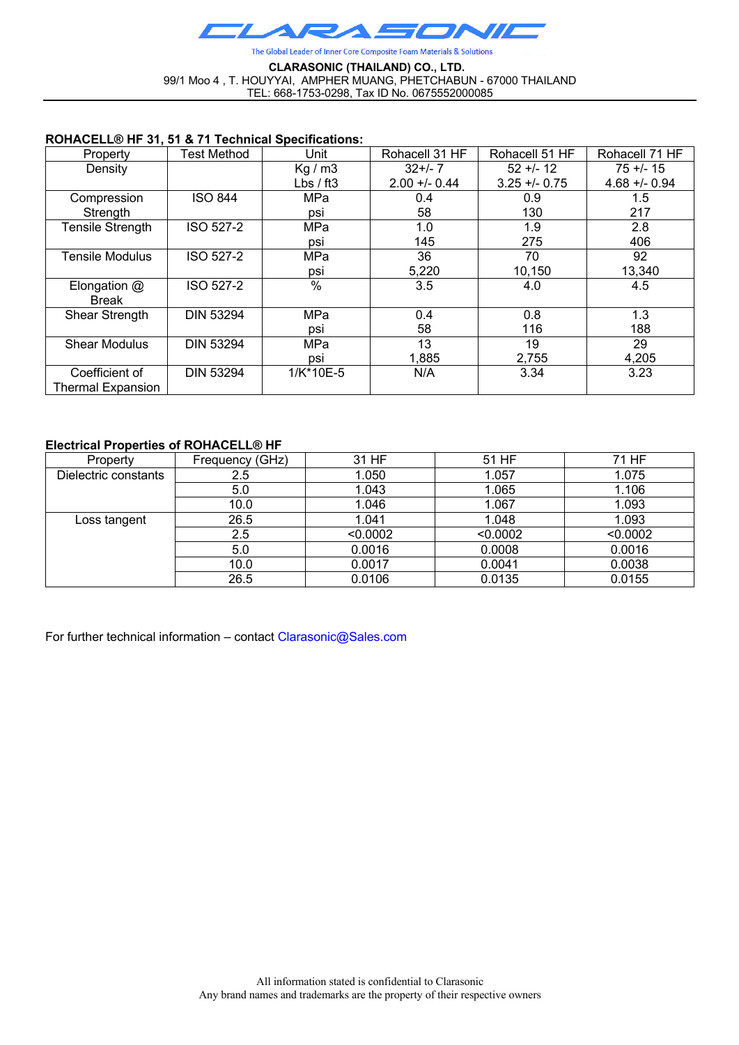# CLARASONIC

The Global Leader of Inner Core Composite Foam Materials & Solutions

**CLARASONIC (THAILAND) CO., LTD.**
99/1 Moo 4 , T. HOUYYAI, AMPHER MUANG, PHETCHABUN - 67000 THAILAND
TEL: 668-1753-0298, Tax ID No. 0675552000085

**ROHACELL® HF 31, 51 & 71 Technical Specifications:**

| Property | Test Method | Unit | Rohacell 31 HF | Rohacell 51 HF | Rohacell 71 HF |
|---|---|---|---|---|---|
| Density | | Kg / m3<br>Lbs / ft3 | 32+/- 7<br>2.00 +/- 0.44 | 52 +/- 12<br>3.25 +/- 0.75 | 75 +/- 15<br>4.68 +/- 0.94 |
| Compression Strength | ISO 844 | MPa<br>psi | 0.4<br>58 | 0.9<br>130 | 1.5<br>217 |
| Tensile Strength | ISO 527-2 | MPa<br>psi | 1.0<br>145 | 1.9<br>275 | 2.8<br>406 |
| Tensile Modulus | ISO 527-2 | MPa<br>psi | 36<br>5,220 | 70<br>10,150 | 92<br>13,340 |
| Elongation @ Break | ISO 527-2 | % | 3.5 | 4.0 | 4.5 |
| Shear Strength | DIN 53294 | MPa<br>psi | 0.4<br>58 | 0.8<br>116 | 1.3<br>188 |
| Shear Modulus | DIN 53294 | MPa<br>psi | 13<br>1,885 | 19<br>2,755 | 29<br>4,205 |
| Coefficient of Thermal Expansion | DIN 53294 | 1/K*10E-5 | N/A | 3.34 | 3.23 |

**Electrical Properties of ROHACELL® HF**

| Property | Frequency (GHz) | 31 HF | 51 HF | 71 HF |
|---|---|---|---|---|
| Dielectric constants | 2.5 | 1.050 | 1.057 | 1.075 |
| | 5.0 | 1.043 | 1.065 | 1.106 |
| | 10.0 | 1.046 | 1.067 | 1.093 |
| Loss tangent | 26.5 | 1.041 | 1.048 | 1.093 |
| | 2.5 | <0.0002 | <0.0002 | <0.0002 |
| | 5.0 | 0.0016 | 0.0008 | 0.0016 |
| | 10.0 | 0.0017 | 0.0041 | 0.0038 |
| | 26.5 | 0.0106 | 0.0135 | 0.0155 |

For further technical information – contact Clarasonic@Sales.com

All information stated is confidential to Clarasonic
Any brand names and trademarks are the property of their respective owners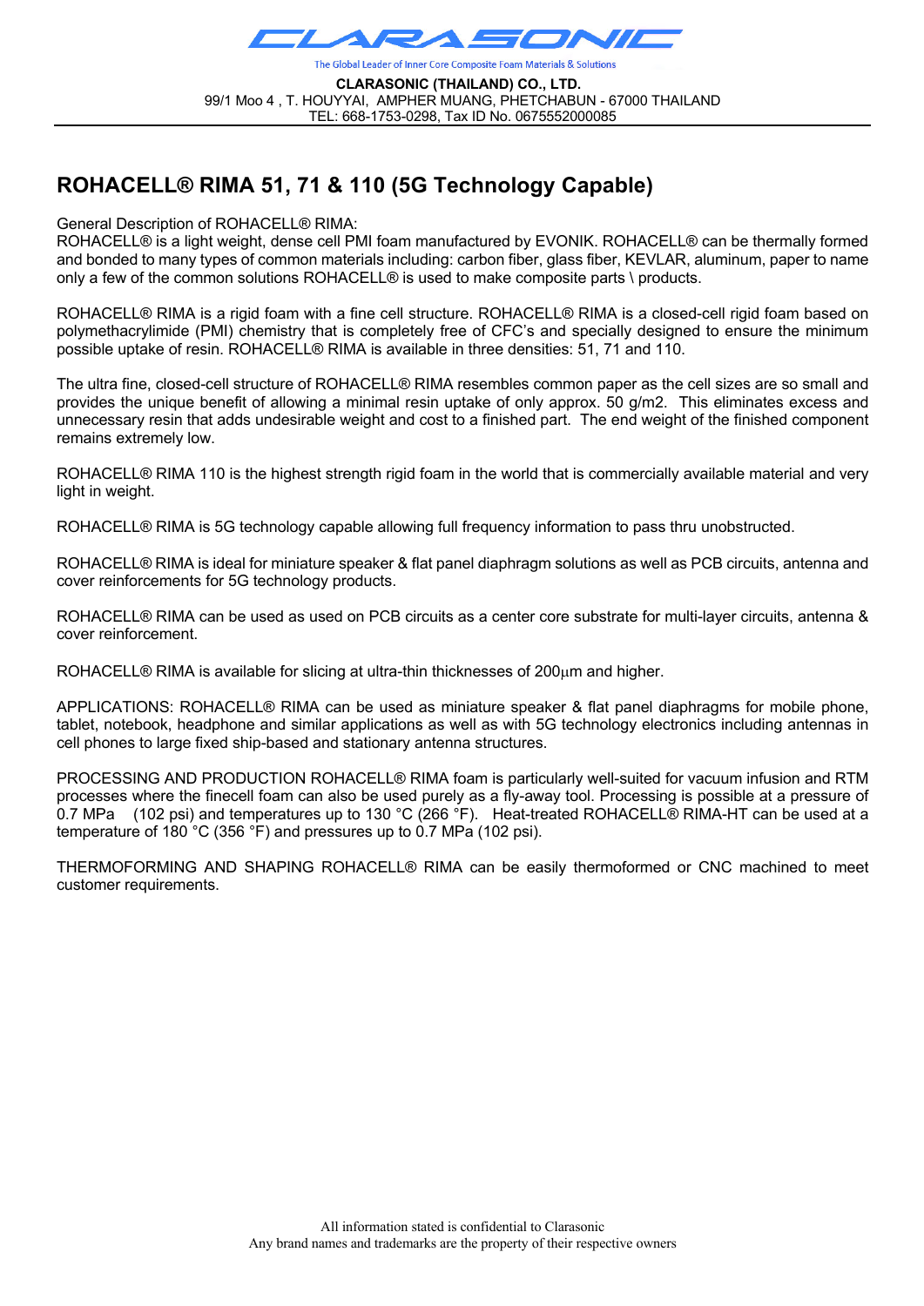CLARASONIC (THAILAND) CO., LTD.
99/1 Moo 4 , T. HOUYYAI, AMPHER MUANG, PHETCHABUN - 67000 THAILAND
TEL: 668-1753-0298, Tax ID No. 0675552000085

## ROHACELL® RIMA 51, 71 & 110 (5G Technology Capable)

General Description of ROHACELL® RIMA:
ROHACELL® is a light weight, dense cell PMI foam manufactured by EVONIK. ROHACELL® can be thermally formed and bonded to many types of common materials including: carbon fiber, glass fiber, KEVLAR, aluminum, paper to name only a few of the common solutions ROHACELL® is used to make composite parts \ products.

ROHACELL® RIMA is a rigid foam with a fine cell structure. ROHACELL® RIMA is a closed-cell rigid foam based on polymethacrylimide (PMI) chemistry that is completely free of CFC's and specially designed to ensure the minimum possible uptake of resin. ROHACELL® RIMA is available in three densities: 51, 71 and 110.

The ultra fine, closed-cell structure of ROHACELL® RIMA resembles common paper as the cell sizes are so small and provides the unique benefit of allowing a minimal resin uptake of only approx. 50 g/m2. This eliminates excess and unnecessary resin that adds undesirable weight and cost to a finished part. The end weight of the finished component remains extremely low.

ROHACELL® RIMA 110 is the highest strength rigid foam in the world that is commercially available material and very light in weight.

ROHACELL® RIMA is 5G technology capable allowing full frequency information to pass thru unobstructed.

ROHACELL® RIMA is ideal for miniature speaker & flat panel diaphragm solutions as well as PCB circuits, antenna and cover reinforcements for 5G technology products.

ROHACELL® RIMA can be used as used on PCB circuits as a center core substrate for multi-layer circuits, antenna & cover reinforcement.

ROHACELL® RIMA is available for slicing at ultra-thin thicknesses of 200μm and higher.

APPLICATIONS: ROHACELL® RIMA can be used as miniature speaker & flat panel diaphragms for mobile phone, tablet, notebook, headphone and similar applications as well as with 5G technology electronics including antennas in cell phones to large fixed ship-based and stationary antenna structures.

PROCESSING AND PRODUCTION ROHACELL® RIMA foam is particularly well-suited for vacuum infusion and RTM processes where the finecell foam can also be used purely as a fly-away tool. Processing is possible at a pressure of 0.7 MPa (102 psi) and temperatures up to 130 °C (266 °F). Heat-treated ROHACELL® RIMA-HT can be used at a temperature of 180 °C (356 °F) and pressures up to 0.7 MPa (102 psi).

THERMOFORMING AND SHAPING ROHACELL® RIMA can be easily thermoformed or CNC machined to meet customer requirements.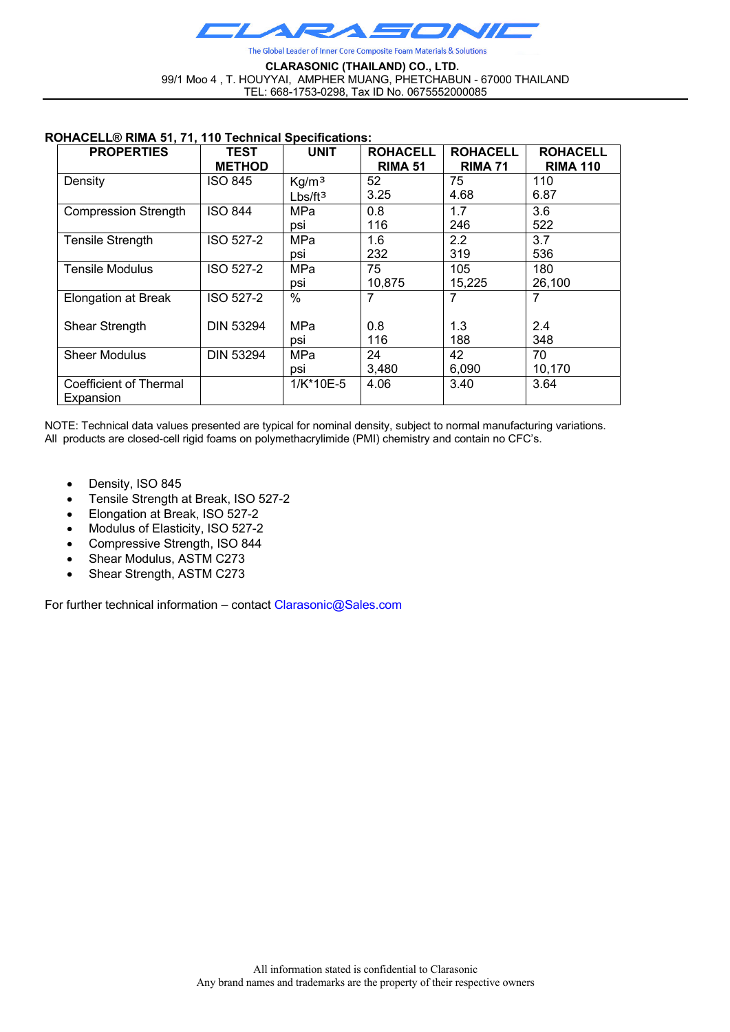CLARASONIC

The Global Leader of Inner Core Composite Foam Materials & Solutions

**CLARASONIC (THAILAND) CO., LTD.**
99/1 Moo 4 , T. HOUYYAI, AMPHER MUANG, PHETCHABUN - 67000 THAILAND
TEL: 668-1753-0298, Tax ID No. 0675552000085

**ROHACELL® RIMA 51, 71, 110 Technical Specifications:**

| PROPERTIES | TEST METHOD | UNIT | ROHACELL RIMA 51 | ROHACELL RIMA 71 | ROHACELL RIMA 110 |
|---|---|---|---|---|---|
| Density | ISO 845 | Kg/m³<br>Lbs/ft³ | 52<br>3.25 | 75<br>4.68 | 110<br>6.87 |
| Compression Strength | ISO 844 | MPa<br>psi | 0.8<br>116 | 1.7<br>246 | 3.6<br>522 |
| Tensile Strength | ISO 527-2 | MPa<br>psi | 1.6<br>232 | 2.2<br>319 | 3.7<br>536 |
| Tensile Modulus | ISO 527-2 | MPa<br>psi | 75<br>10,875 | 105<br>15,225 | 180<br>26,100 |
| Elongation at Break | ISO 527-2 | % | 7 | 7 | 7 |
| Shear Strength | DIN 53294 | MPa<br>psi | 0.8<br>116 | 1.3<br>188 | 2.4<br>348 |
| Sheer Modulus | DIN 53294 | MPa<br>psi | 24<br>3,480 | 42<br>6,090 | 70<br>10,170 |
| Coefficient of Thermal Expansion | | 1/K*10E-5 | 4.06 | 3.40 | 3.64 |

NOTE: Technical data values presented are typical for nominal density, subject to normal manufacturing variations. All products are closed-cell rigid foams on polymethacrylimide (PMI) chemistry and contain no CFC's.

- Density, ISO 845
- Tensile Strength at Break, ISO 527-2
- Elongation at Break, ISO 527-2
- Modulus of Elasticity, ISO 527-2
- Compressive Strength, ISO 844
- Shear Modulus, ASTM C273
- Shear Strength, ASTM C273

For further technical information – contact Clarasonic@Sales.com

All information stated is confidential to Clarasonic
Any brand names and trademarks are the property of their respective owners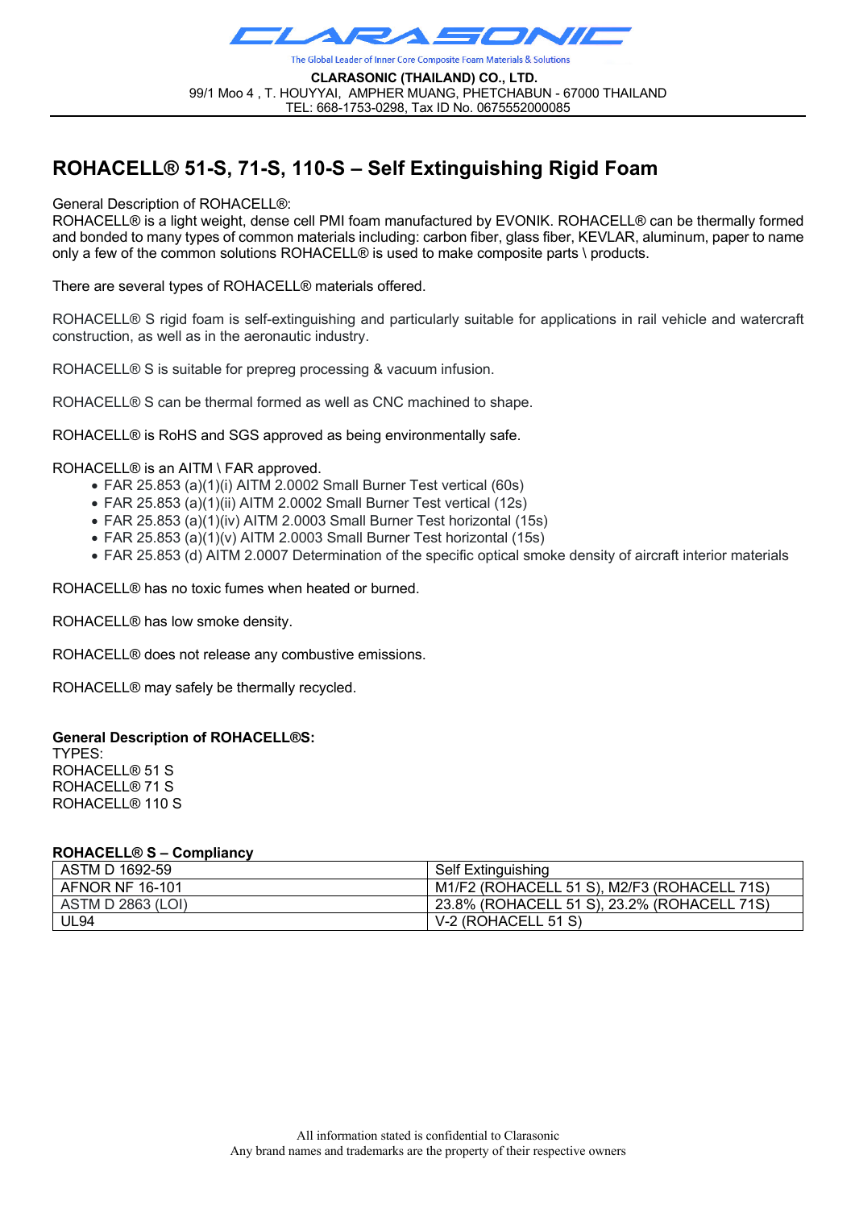CLARASONIC

The Global Leader of Inner Core Composite Foam Materials & Solutions

**CLARASONIC (THAILAND) CO., LTD.**
99/1 Moo 4 , T. HOUYYAI, AMPHER MUANG, PHETCHABUN - 67000 THAILAND
TEL: 668-1753-0298, Tax ID No. 0675552000085

# ROHACELL® 51-S, 71-S, 110-S – Self Extinguishing Rigid Foam

General Description of ROHACELL®:
ROHACELL® is a light weight, dense cell PMI foam manufactured by EVONIK. ROHACELL® can be thermally formed and bonded to many types of common materials including: carbon fiber, glass fiber, KEVLAR, aluminum, paper to name only a few of the common solutions ROHACELL® is used to make composite parts \ products.

There are several types of ROHACELL® materials offered.

ROHACELL® S rigid foam is self-extinguishing and particularly suitable for applications in rail vehicle and watercraft construction, as well as in the aeronautic industry.

ROHACELL® S is suitable for prepreg processing & vacuum infusion.

ROHACELL® S can be thermal formed as well as CNC machined to shape.

ROHACELL® is RoHS and SGS approved as being environmentally safe.

ROHACELL® is an AITM \ FAR approved.

- FAR 25.853 (a)(1)(i) AITM 2.0002 Small Burner Test vertical (60s)
- FAR 25.853 (a)(1)(ii) AITM 2.0002 Small Burner Test vertical (12s)
- FAR 25.853 (a)(1)(iv) AITM 2.0003 Small Burner Test horizontal (15s)
- FAR 25.853 (a)(1)(v) AITM 2.0003 Small Burner Test horizontal (15s)
- FAR 25.853 (d) AITM 2.0007 Determination of the specific optical smoke density of aircraft interior materials

ROHACELL® has no toxic fumes when heated or burned.

ROHACELL® has low smoke density.

ROHACELL® does not release any combustive emissions.

ROHACELL® may safely be thermally recycled.

**General Description of ROHACELL®S:**
TYPES:
ROHACELL® 51 S
ROHACELL® 71 S
ROHACELL® 110 S

**ROHACELL® S – Compliancy**

| | |
|---|---|
| ASTM D 1692-59 | Self Extinguishing |
| AFNOR NF 16-101 | M1/F2 (ROHACELL 51 S), M2/F3 (ROHACELL 71S) |
| ASTM D 2863 (LOI) | 23.8% (ROHACELL 51 S), 23.2% (ROHACELL 71S) |
| UL94 | V-2 (ROHACELL 51 S) |

All information stated is confidential to Clarasonic
Any brand names and trademarks are the property of their respective owners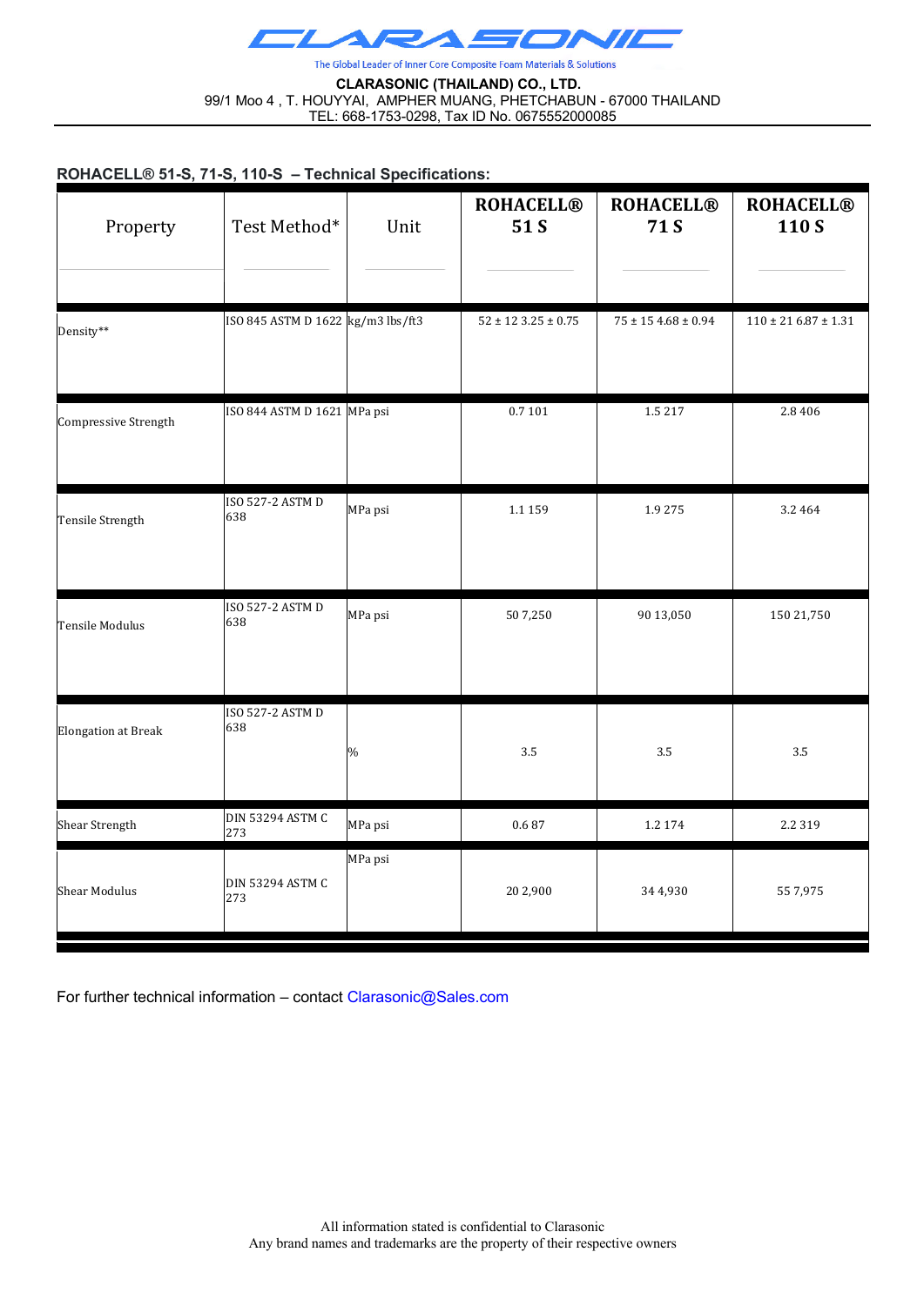CLARASONIC

The Global Leader of Inner Core Composite Foam Materials & Solutions

**CLARASONIC (THAILAND) CO., LTD.**
99/1 Moo 4 , T. HOUYYAI, AMPHER MUANG, PHETCHABUN - 67000 THAILAND
TEL: 668-1753-0298, Tax ID No. 0675552000085

### ROHACELL® 51-S, 71-S, 110-S – Technical Specifications:

| Property | Test Method* | Unit | ROHACELL® 51 S | ROHACELL® 71 S | ROHACELL® 110 S |
|---|---|---|---|---|---|
| Density** | ISO 845 ASTM D 1622 | kg/m3 lbs/ft3 | 52 ± 12 3.25 ± 0.75 | 75 ± 15 4.68 ± 0.94 | 110 ± 21 6.87 ± 1.31 |
| Compressive Strength | ISO 844 ASTM D 1621 | MPa psi | 0.7 101 | 1.5 217 | 2.8 406 |
| Tensile Strength | ISO 527-2 ASTM D 638 | MPa psi | 1.1 159 | 1.9 275 | 3.2 464 |
| Tensile Modulus | ISO 527-2 ASTM D 638 | MPa psi | 50 7,250 | 90 13,050 | 150 21,750 |
| Elongation at Break | ISO 527-2 ASTM D 638 | % | 3.5 | 3.5 | 3.5 |
| Shear Strength | DIN 53294 ASTM C 273 | MPa psi | 0.6 87 | 1.2 174 | 2.2 319 |
| Shear Modulus | DIN 53294 ASTM C 273 | MPa psi | 20 2,900 | 34 4,930 | 55 7,975 |

For further technical information – contact Clarasonic@Sales.com

All information stated is confidential to Clarasonic
Any brand names and trademarks are the property of their respective owners